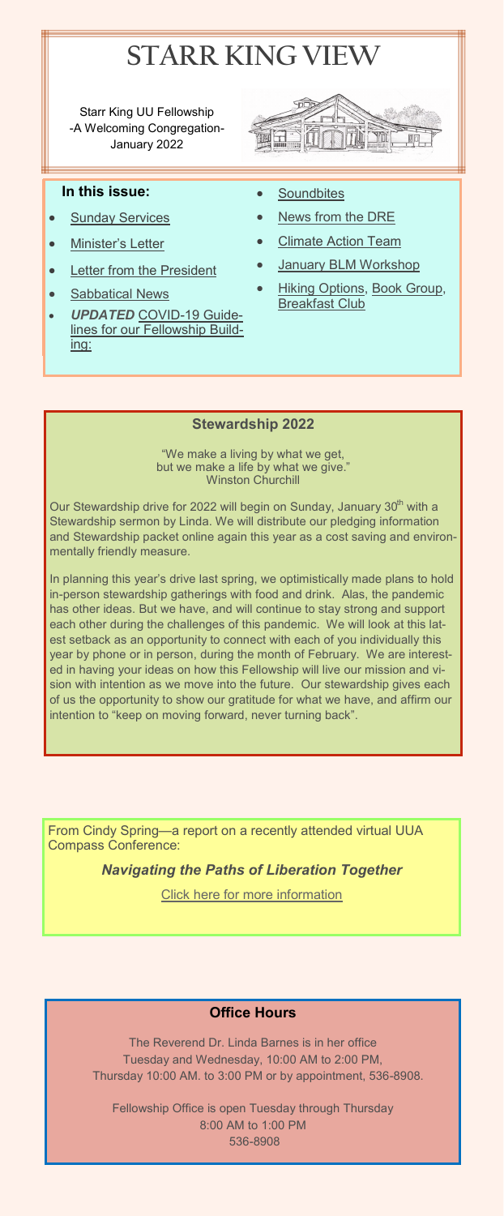# STARR KING VIEW

Starr King UU Fellowship
-A Welcoming Congregation-
January 2022

## In this issue:

- Sunday Services
- Minister's Letter
- Letter from the President
- Sabbatical News
- *UPDATED* COVID-19 Guidelines for our Fellowship Building:
- Soundbites
- News from the DRE
- Climate Action Team
- January BLM Workshop
- Hiking Options, Book Group, Breakfast Club

## Stewardship 2022

"We make a living by what we get,
but we make a life by what we give."
Winston Churchill

Our Stewardship drive for 2022 will begin on Sunday, January 30th with a Stewardship sermon by Linda. We will distribute our pledging information and Stewardship packet online again this year as a cost saving and environmentally friendly measure.

In planning this year's drive last spring, we optimistically made plans to hold in-person stewardship gatherings with food and drink. Alas, the pandemic has other ideas. But we have, and will continue to stay strong and support each other during the challenges of this pandemic. We will look at this latest setback as an opportunity to connect with each of you individually this year by phone or in person, during the month of February. We are interested in having your ideas on how this Fellowship will live our mission and vision with intention as we move into the future. Our stewardship gives each of us the opportunity to show our gratitude for what we have, and affirm our intention to "keep on moving forward, never turning back".

From Cindy Spring—a report on a recently attended virtual UUA Compass Conference:

***Navigating the Paths of Liberation Together***

Click here for more information

## Office Hours

The Reverend Dr. Linda Barnes is in her office
Tuesday and Wednesday, 10:00 AM to 2:00 PM,
Thursday 10:00 AM. to 3:00 PM or by appointment, 536-8908.

Fellowship Office is open Tuesday through Thursday
8:00 AM to 1:00 PM
536-8908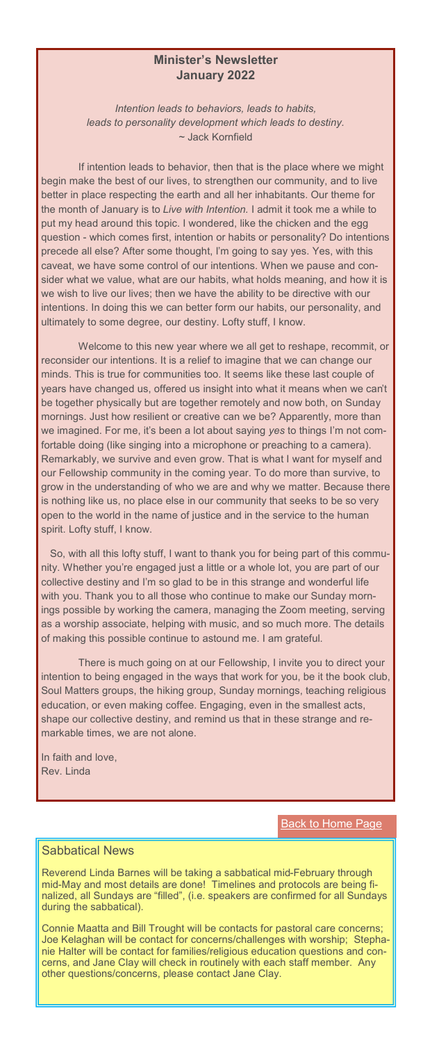## Minister's Newsletter
## January 2022

*Intention leads to behaviors, leads to habits,*
*leads to personality development which leads to destiny.*
~ Jack Kornfield

If intention leads to behavior, then that is the place where we might begin make the best of our lives, to strengthen our community, and to live better in place respecting the earth and all her inhabitants. Our theme for the month of January is to *Live with Intention.* I admit it took me a while to put my head around this topic. I wondered, like the chicken and the egg question - which comes first, intention or habits or personality? Do intentions precede all else? After some thought, I'm going to say yes. Yes, with this caveat, we have some control of our intentions. When we pause and consider what we value, what are our habits, what holds meaning, and how it is we wish to live our lives; then we have the ability to be directive with our intentions. In doing this we can better form our habits, our personality, and ultimately to some degree, our destiny. Lofty stuff, I know.

Welcome to this new year where we all get to reshape, recommit, or reconsider our intentions. It is a relief to imagine that we can change our minds. This is true for communities too. It seems like these last couple of years have changed us, offered us insight into what it means when we can't be together physically but are together remotely and now both, on Sunday mornings. Just how resilient or creative can we be? Apparently, more than we imagined. For me, it's been a lot about saying *yes* to things I'm not comfortable doing (like singing into a microphone or preaching to a camera). Remarkably, we survive and even grow. That is what I want for myself and our Fellowship community in the coming year. To do more than survive, to grow in the understanding of who we are and why we matter. Because there is nothing like us, no place else in our community that seeks to be so very open to the world in the name of justice and in the service to the human spirit. Lofty stuff, I know.

So, with all this lofty stuff, I want to thank you for being part of this community. Whether you're engaged just a little or a whole lot, you are part of our collective destiny and I'm so glad to be in this strange and wonderful life with you. Thank you to all those who continue to make our Sunday mornings possible by working the camera, managing the Zoom meeting, serving as a worship associate, helping with music, and so much more. The details of making this possible continue to astound me. I am grateful.

There is much going on at our Fellowship, I invite you to direct your intention to being engaged in the ways that work for you, be it the book club, Soul Matters groups, the hiking group, Sunday mornings, teaching religious education, or even making coffee. Engaging, even in the smallest acts, shape our collective destiny, and remind us that in these strange and remarkable times, we are not alone.

In faith and love,
Rev. Linda

Back to Home Page

### Sabbatical News

Reverend Linda Barnes will be taking a sabbatical mid-February through mid-May and most details are done! Timelines and protocols are being finalized, all Sundays are "filled", (i.e. speakers are confirmed for all Sundays during the sabbatical).

Connie Maatta and Bill Trought will be contacts for pastoral care concerns; Joe Kelaghan will be contact for concerns/challenges with worship; Stephanie Halter will be contact for families/religious education questions and concerns, and Jane Clay will check in routinely with each staff member. Any other questions/concerns, please contact Jane Clay.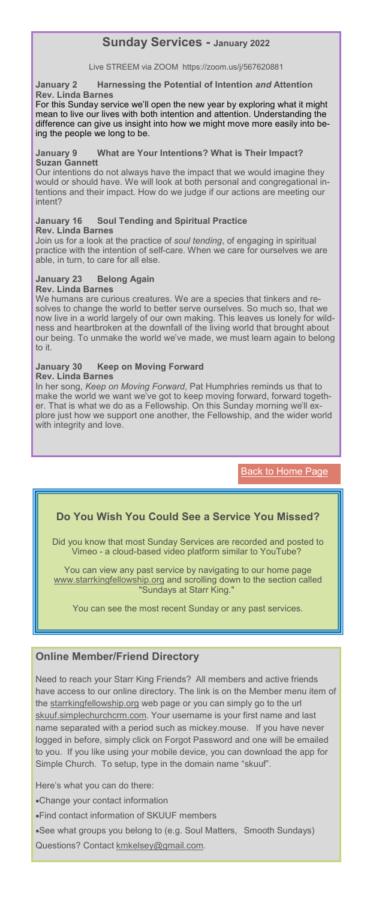## Sunday Services - January 2022

Live STREEM via ZOOM https://zoom.us/j/567620881

**January 2 Harnessing the Potential of Intention *and* Attention**
**Rev. Linda Barnes**

For this Sunday service we'll open the new year by exploring what it might mean to live our lives with both intention and attention. Understanding the difference can give us insight into how we might move more easily into being the people we long to be.

**January 9 What are Your Intentions? What is Their Impact?**
**Suzan Gannett**

Our intentions do not always have the impact that we would imagine they would or should have. We will look at both personal and congregational intentions and their impact. How do we judge if our actions are meeting our intent?

**January 16 Soul Tending and Spiritual Practice**
**Rev. Linda Barnes**

Join us for a look at the practice of *soul tending*, of engaging in spiritual practice with the intention of self-care. When we care for ourselves we are able, in turn, to care for all else.

**January 23 Belong Again**
**Rev. Linda Barnes**

We humans are curious creatures. We are a species that tinkers and resolves to change the world to better serve ourselves. So much so, that we now live in a world largely of our own making. This leaves us lonely for wildness and heartbroken at the downfall of the living world that brought about our being. To unmake the world we've made, we must learn again to belong to it.

**January 30 Keep on Moving Forward**
**Rev. Linda Barnes**

In her song, *Keep on Moving Forward*, Pat Humphries reminds us that to make the world we want we've got to keep moving forward, forward together. That is what we do as a Fellowship. On this Sunday morning we'll explore just how we support one another, the Fellowship, and the wider world with integrity and love.

Back to Home Page

### Do You Wish You Could See a Service You Missed?

Did you know that most Sunday Services are recorded and posted to Vimeo - a cloud-based video platform similar to YouTube?

You can view any past service by navigating to our home page www.starrkingfellowship.org and scrolling down to the section called "Sundays at Starr King."

You can see the most recent Sunday or any past services.

### Online Member/Friend Directory

Need to reach your Starr King Friends? All members and active friends have access to our online directory. The link is on the Member menu item of the starrkingfellowship.org web page or you can simply go to the url skuuf.simplechurchcrm.com. Your username is your first name and last name separated with a period such as mickey.mouse. If you have never logged in before, simply click on Forgot Password and one will be emailed to you. If you like using your mobile device, you can download the app for Simple Church. To setup, type in the domain name "skuuf".

Here's what you can do there:

- Change your contact information
- Find contact information of SKUUF members
- See what groups you belong to (e.g. Soul Matters, Smooth Sundays)

Questions? Contact kmkelsey@gmail.com.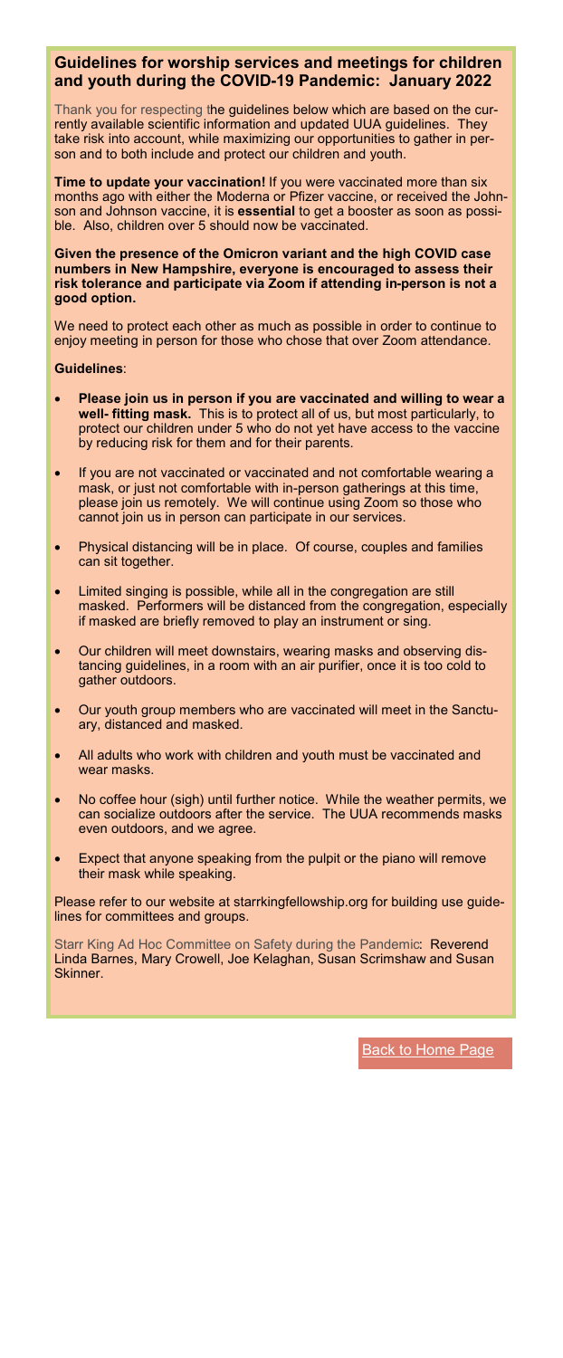## Guidelines for worship services and meetings for children and youth during the COVID-19 Pandemic: January 2022

Thank you for respecting the guidelines below which are based on the currently available scientific information and updated UUA guidelines. They take risk into account, while maximizing our opportunities to gather in person and to both include and protect our children and youth.

**Time to update your vaccination!** If you were vaccinated more than six months ago with either the Moderna or Pfizer vaccine, or received the Johnson and Johnson vaccine, it is **essential** to get a booster as soon as possible. Also, children over 5 should now be vaccinated.

**Given the presence of the Omicron variant and the high COVID case numbers in New Hampshire, everyone is encouraged to assess their risk tolerance and participate via Zoom if attending in-person is not a good option.**

We need to protect each other as much as possible in order to continue to enjoy meeting in person for those who chose that over Zoom attendance.

**Guidelines**:

- **Please join us in person if you are vaccinated and willing to wear a well- fitting mask.** This is to protect all of us, but most particularly, to protect our children under 5 who do not yet have access to the vaccine by reducing risk for them and for their parents.
- If you are not vaccinated or vaccinated and not comfortable wearing a mask, or just not comfortable with in-person gatherings at this time, please join us remotely. We will continue using Zoom so those who cannot join us in person can participate in our services.
- Physical distancing will be in place. Of course, couples and families can sit together.
- Limited singing is possible, while all in the congregation are still masked. Performers will be distanced from the congregation, especially if masked are briefly removed to play an instrument or sing.
- Our children will meet downstairs, wearing masks and observing distancing guidelines, in a room with an air purifier, once it is too cold to gather outdoors.
- Our youth group members who are vaccinated will meet in the Sanctuary, distanced and masked.
- All adults who work with children and youth must be vaccinated and wear masks.
- No coffee hour (sigh) until further notice. While the weather permits, we can socialize outdoors after the service. The UUA recommends masks even outdoors, and we agree.
- Expect that anyone speaking from the pulpit or the piano will remove their mask while speaking.

Please refer to our website at starrkingfellowship.org for building use guidelines for committees and groups.

Starr King Ad Hoc Committee on Safety during the Pandemic: Reverend Linda Barnes, Mary Crowell, Joe Kelaghan, Susan Scrimshaw and Susan Skinner.

Back to Home Page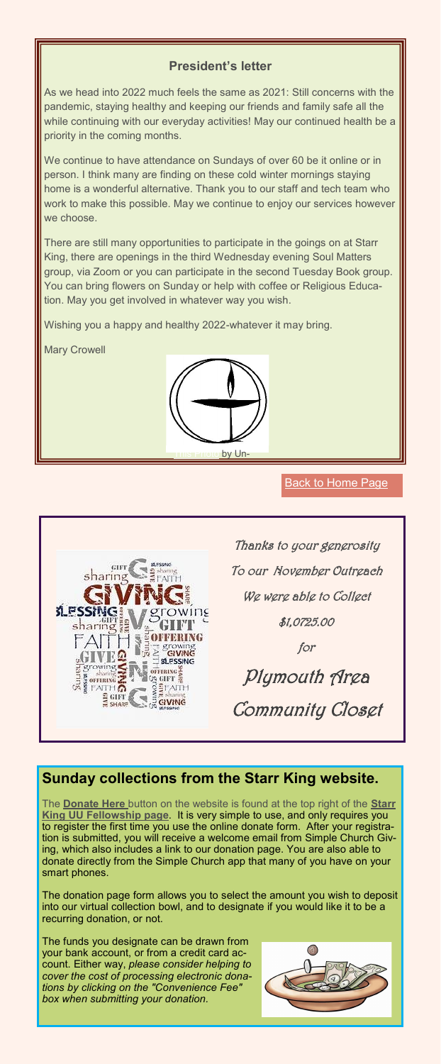## President's letter

As we head into 2022 much feels the same as 2021: Still concerns with the pandemic, staying healthy and keeping our friends and family safe all the while continuing with our everyday activities! May our continued health be a priority in the coming months.

We continue to have attendance on Sundays of over 60 be it online or in person. I think many are finding on these cold winter mornings staying home is a wonderful alternative. Thank you to our staff and tech team who work to make this possible. May we continue to enjoy our services however we choose.

There are still many opportunities to participate in the goings on at Starr King, there are openings in the third Wednesday evening Soul Matters group, via Zoom or you can participate in the second Tuesday Book group. You can bring flowers on Sunday or help with coffee or Religious Education. May you get involved in whatever way you wish.

Wishing you a happy and healthy 2022-whatever it may bring.

Mary Crowell

This Photo by Un-

Back to Home Page

*Thanks to your generosity*
*To our November Outreach*
*We were able to Collect*
*$1,0725.00*
*for*
*Plymouth Area*
*Community Closet*

## Sunday collections from the Starr King website.

The **Donate Here** button on the website is found at the top right of the **Starr King UU Fellowship page**. It is very simple to use, and only requires you to register the first time you use the online donate form. After your registration is submitted, you will receive a welcome email from Simple Church Giving, which also includes a link to our donation page. You are also able to donate directly from the Simple Church app that many of you have on your smart phones.

The donation page form allows you to select the amount you wish to deposit into our virtual collection bowl, and to designate if you would like it to be a recurring donation, or not.

The funds you designate can be drawn from your bank account, or from a credit card account. Either way, *please consider helping to cover the cost of processing electronic donations by clicking on the "Convenience Fee" box when submitting your donation*.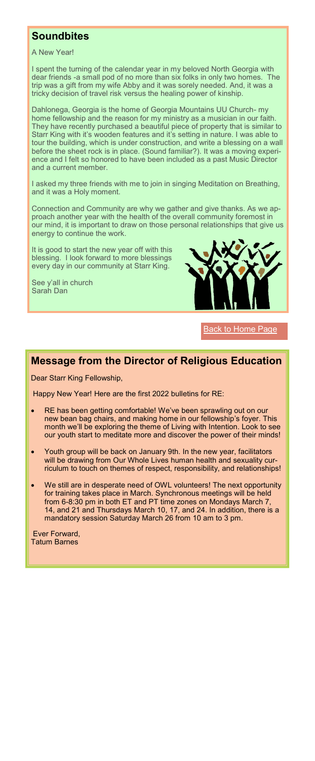## Soundbites

A New Year!

I spent the turning of the calendar year in my beloved North Georgia with dear friends -a small pod of no more than six folks in only two homes. The trip was a gift from my wife Abby and it was sorely needed. And, it was a tricky decision of travel risk versus the healing power of kinship.

Dahlonega, Georgia is the home of Georgia Mountains UU Church- my home fellowship and the reason for my ministry as a musician in our faith. They have recently purchased a beautiful piece of property that is similar to Starr King with it's wooden features and it's setting in nature. I was able to tour the building, which is under construction, and write a blessing on a wall before the sheet rock is in place. (Sound familiar?). It was a moving experience and I felt so honored to have been included as a past Music Director and a current member.

I asked my three friends with me to join in singing Meditation on Breathing, and it was a Holy moment.

Connection and Community are why we gather and give thanks. As we approach another year with the health of the overall community foremost in our mind, it is important to draw on those personal relationships that give us energy to continue the work.

It is good to start the new year off with this blessing. I look forward to more blessings every day in our community at Starr King.

See y'all in church
Sarah Dan

Back to Home Page

## Message from the Director of Religious Education

Dear Starr King Fellowship,

Happy New Year! Here are the first 2022 bulletins for RE:

- RE has been getting comfortable! We've been sprawling out on our new bean bag chairs, and making home in our fellowship's foyer. This month we'll be exploring the theme of Living with Intention. Look to see our youth start to meditate more and discover the power of their minds!
- Youth group will be back on January 9th. In the new year, facilitators will be drawing from Our Whole Lives human health and sexuality curriculum to touch on themes of respect, responsibility, and relationships!
- We still are in desperate need of OWL volunteers! The next opportunity for training takes place in March. Synchronous meetings will be held from 6-8:30 pm in both ET and PT time zones on Mondays March 7, 14, and 21 and Thursdays March 10, 17, and 24. In addition, there is a mandatory session Saturday March 26 from 10 am to 3 pm.

Ever Forward,
Tatum Barnes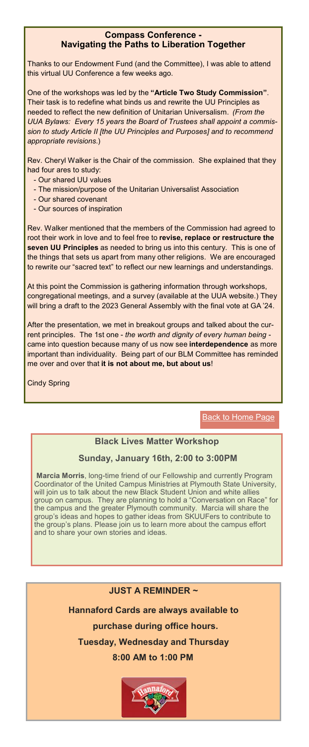## Compass Conference - Navigating the Paths to Liberation Together

Thanks to our Endowment Fund (and the Committee), I was able to attend this virtual UU Conference a few weeks ago.

One of the workshops was led by the **"Article Two Study Commission"**. Their task is to redefine what binds us and rewrite the UU Principles as needed to reflect the new definition of Unitarian Universalism. *(From the UUA Bylaws: Every 15 years the Board of Trustees shall appoint a commission to study Article II [the UU Principles and Purposes] and to recommend appropriate revisions.*)

Rev. Cheryl Walker is the Chair of the commission. She explained that they had four ares to study:

- Our shared UU values
- The mission/purpose of the Unitarian Universalist Association
- Our shared covenant
- Our sources of inspiration

Rev. Walker mentioned that the members of the Commission had agreed to root their work in love and to feel free to **revise, replace or restructure the seven UU Principles** as needed to bring us into this century. This is one of the things that sets us apart from many other religions. We are encouraged to rewrite our "sacred text" to reflect our new learnings and understandings.

At this point the Commission is gathering information through workshops, congregational meetings, and a survey (available at the UUA website.) They will bring a draft to the 2023 General Assembly with the final vote at GA '24.

After the presentation, we met in breakout groups and talked about the current principles. The 1st one - *the worth and dignity of every human being* - came into question because many of us now see **interdependence** as more important than individuality. Being part of our BLM Committee has reminded me over and over that **it is not about me, but about us**!

Cindy Spring

Back to Home Page

## Black Lives Matter Workshop

### Sunday, January 16th, 2:00 to 3:00PM

**Marcia Morris**, long-time friend of our Fellowship and currently Program Coordinator of the United Campus Ministries at Plymouth State University, will join us to talk about the new Black Student Union and white allies group on campus. They are planning to hold a "Conversation on Race" for the campus and the greater Plymouth community. Marcia will share the group's ideas and hopes to gather ideas from SKUUFers to contribute to the group's plans. Please join us to learn more about the campus effort and to share your own stories and ideas.

**JUST A REMINDER ~**

**Hannaford Cards are always available to purchase during office hours.**

**Tuesday, Wednesday and Thursday**

**8:00 AM to 1:00 PM**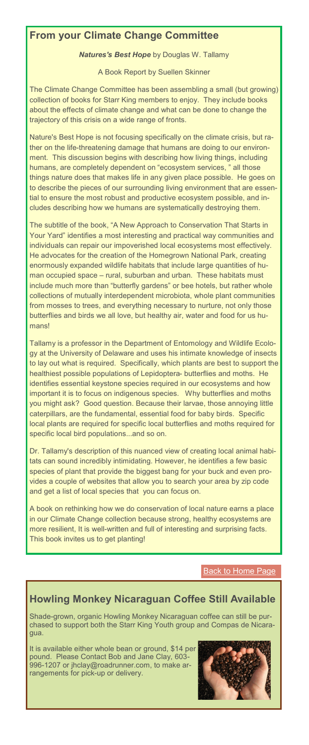## From your Climate Change Committee

***Natures's Best Hope*** **by Douglas W. Tallamy**

A Book Report by Suellen Skinner

The Climate Change Committee has been assembling a small (but growing) collection of books for Starr King members to enjoy. They include books about the effects of climate change and what can be done to change the trajectory of this crisis on a wide range of fronts.

Nature's Best Hope is not focusing specifically on the climate crisis, but rather on the life-threatening damage that humans are doing to our environment. This discussion begins with describing how living things, including humans, are completely dependent on "ecosystem services, " all those things nature does that makes life in any given place possible. He goes on to describe the pieces of our surrounding living environment that are essential to ensure the most robust and productive ecosystem possible, and includes describing how we humans are systematically destroying them.

The subtitle of the book, "A New Approach to Conservation That Starts in Your Yard" identifies a most interesting and practical way communities and individuals can repair our impoverished local ecosystems most effectively. He advocates for the creation of the Homegrown National Park, creating enormously expanded wildlife habitats that include large quantities of human occupied space – rural, suburban and urban. These habitats must include much more than "butterfly gardens" or bee hotels, but rather whole collections of mutually interdependent microbiota, whole plant communities from mosses to trees, and everything necessary to nurture, not only those butterflies and birds we all love, but healthy air, water and food for us humans!

Tallamy is a professor in the Department of Entomology and Wildlife Ecology at the University of Delaware and uses his intimate knowledge of insects to lay out what is required. Specifically, which plants are best to support the healthiest possible populations of Lepidoptera- butterflies and moths. He identifies essential keystone species required in our ecosystems and how important it is to focus on indigenous species. Why butterflies and moths you might ask? Good question. Because their larvae, those annoying little caterpillars, are the fundamental, essential food for baby birds. Specific local plants are required for specific local butterflies and moths required for specific local bird populations...and so on.

Dr. Tallamy's description of this nuanced view of creating local animal habitats can sound incredibly intimidating. However, he identifies a few basic species of plant that provide the biggest bang for your buck and even provides a couple of websites that allow you to search your area by zip code and get a list of local species that you can focus on.

A book on rethinking how we do conservation of local nature earns a place in our Climate Change collection because strong, healthy ecosystems are more resilient, It is well-written and full of interesting and surprising facts. This book invites us to get planting!

Back to Home Page

## Howling Monkey Nicaraguan Coffee Still Available

Shade-grown, organic Howling Monkey Nicaraguan coffee can still be purchased to support both the Starr King Youth group and Compas de Nicaragua.

It is available either whole bean or ground, $14 per pound. Please Contact Bob and Jane Clay, 603-996-1207 or jhclay@roadrunner.com, to make arrangements for pick-up or delivery.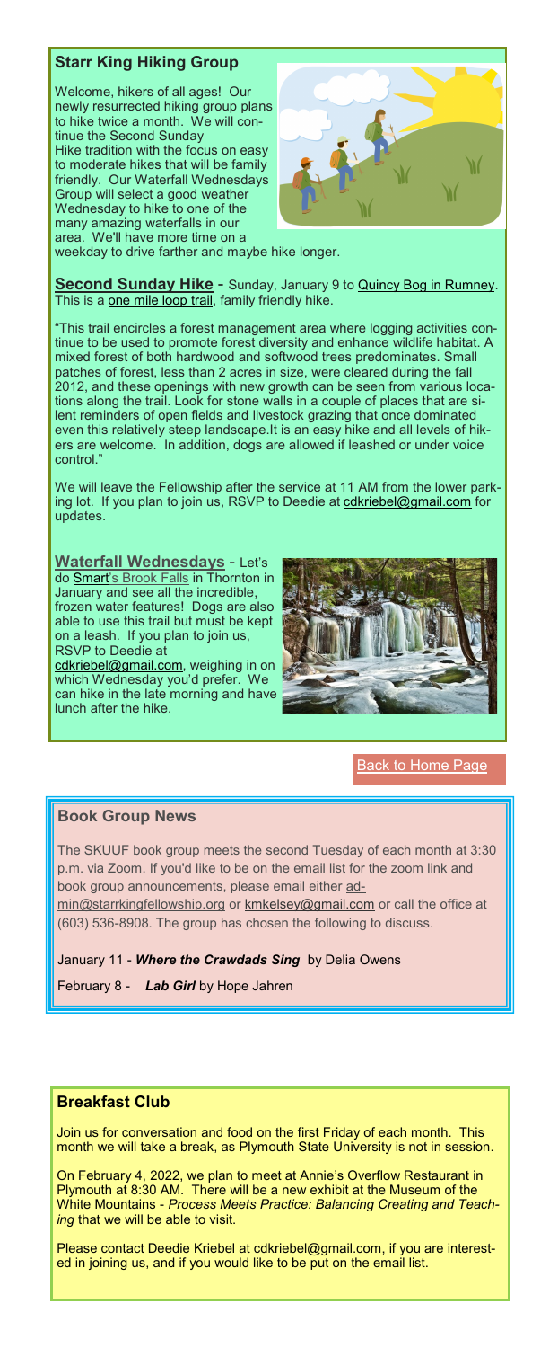## Starr King Hiking Group

Welcome, hikers of all ages! Our newly resurrected hiking group plans to hike twice a month. We will continue the Second Sunday Hike tradition with the focus on easy to moderate hikes that will be family friendly. Our Waterfall Wednesdays Group will select a good weather Wednesday to hike to one of the many amazing waterfalls in our area. We'll have more time on a weekday to drive farther and maybe hike longer.

**Second Sunday Hike** - Sunday, January 9 to Quincy Bog in Rumney. This is a one mile loop trail, family friendly hike.

"This trail encircles a forest management area where logging activities continue to be used to promote forest diversity and enhance wildlife habitat. A mixed forest of both hardwood and softwood trees predominates. Small patches of forest, less than 2 acres in size, were cleared during the fall 2012, and these openings with new growth can be seen from various locations along the trail. Look for stone walls in a couple of places that are silent reminders of open fields and livestock grazing that once dominated even this relatively steep landscape.It is an easy hike and all levels of hikers are welcome. In addition, dogs are allowed if leashed or under voice control."

We will leave the Fellowship after the service at 11 AM from the lower parking lot. If you plan to join us, RSVP to Deedie at cdkriebel@gmail.com for updates.

**Waterfall Wednesdays** - Let's do Smart's Brook Falls in Thornton in January and see all the incredible, frozen water features! Dogs are also able to use this trail but must be kept on a leash. If you plan to join us, RSVP to Deedie at cdkriebel@gmail.com, weighing in on which Wednesday you'd prefer. We can hike in the late morning and have lunch after the hike.

Back to Home Page

## Book Group News

The SKUUF book group meets the second Tuesday of each month at 3:30 p.m. via Zoom. If you'd like to be on the email list for the zoom link and book group announcements, please email either admin@starrkingfellowship.org or kmkelsey@gmail.com or call the office at (603) 536-8908. The group has chosen the following to discuss.

January 11 - ***Where the Crawdads Sing*** by Delia Owens

February 8 - ***Lab Girl*** by Hope Jahren

## Breakfast Club

Join us for conversation and food on the first Friday of each month. This month we will take a break, as Plymouth State University is not in session.

On February 4, 2022, we plan to meet at Annie's Overflow Restaurant in Plymouth at 8:30 AM. There will be a new exhibit at the Museum of the White Mountains - *Process Meets Practice: Balancing Creating and Teaching* that we will be able to visit.

Please contact Deedie Kriebel at cdkriebel@gmail.com, if you are interested in joining us, and if you would like to be put on the email list.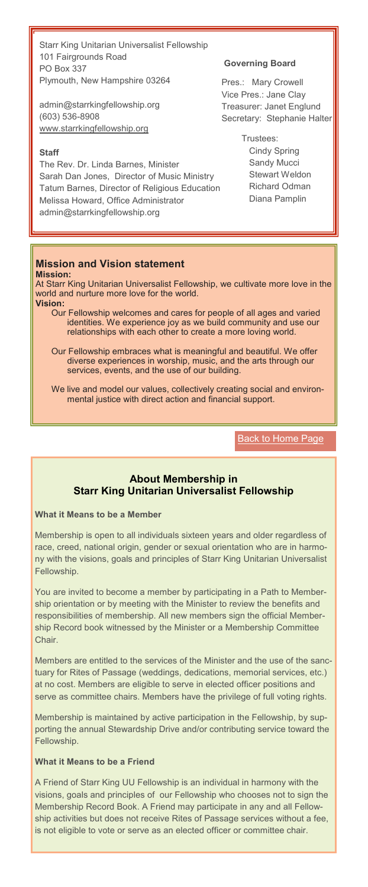Starr King Unitarian Universalist Fellowship
101 Fairgrounds Road
PO Box 337
Plymouth, New Hampshire 03264

admin@starrkingfellowship.org
(603) 536-8908
www.starrkingfellowship.org

**Staff**

The Rev. Dr. Linda Barnes, Minister
Sarah Dan Jones, Director of Music Ministry
Tatum Barnes, Director of Religious Education
Melissa Howard, Office Administrator
admin@starrkingfellowship.org

**Governing Board**

Pres.: Mary Crowell
Vice Pres.: Jane Clay
Treasurer: Janet Englund
Secretary: Stephanie Halter

Trustees:
Cindy Spring
Sandy Mucci
Stewart Weldon
Richard Odman
Diana Pamplin

## Mission and Vision statement

**Mission:**

At Starr King Unitarian Universalist Fellowship, we cultivate more love in the world and nurture more love for the world.

**Vision:**

Our Fellowship welcomes and cares for people of all ages and varied identities. We experience joy as we build community and use our relationships with each other to create a more loving world.

Our Fellowship embraces what is meaningful and beautiful. We offer diverse experiences in worship, music, and the arts through our services, events, and the use of our building.

We live and model our values, collectively creating social and environmental justice with direct action and financial support.

Back to Home Page

## About Membership in Starr King Unitarian Universalist Fellowship

**What it Means to be a Member**

Membership is open to all individuals sixteen years and older regardless of race, creed, national origin, gender or sexual orientation who are in harmony with the visions, goals and principles of Starr King Unitarian Universalist Fellowship.

You are invited to become a member by participating in a Path to Membership orientation or by meeting with the Minister to review the benefits and responsibilities of membership. All new members sign the official Membership Record book witnessed by the Minister or a Membership Committee Chair.

Members are entitled to the services of the Minister and the use of the sanctuary for Rites of Passage (weddings, dedications, memorial services, etc.) at no cost. Members are eligible to serve in elected officer positions and serve as committee chairs. Members have the privilege of full voting rights.

Membership is maintained by active participation in the Fellowship, by supporting the annual Stewardship Drive and/or contributing service toward the Fellowship.

**What it Means to be a Friend**

A Friend of Starr King UU Fellowship is an individual in harmony with the visions, goals and principles of our Fellowship who chooses not to sign the Membership Record Book. A Friend may participate in any and all Fellowship activities but does not receive Rites of Passage services without a fee, is not eligible to vote or serve as an elected officer or committee chair.